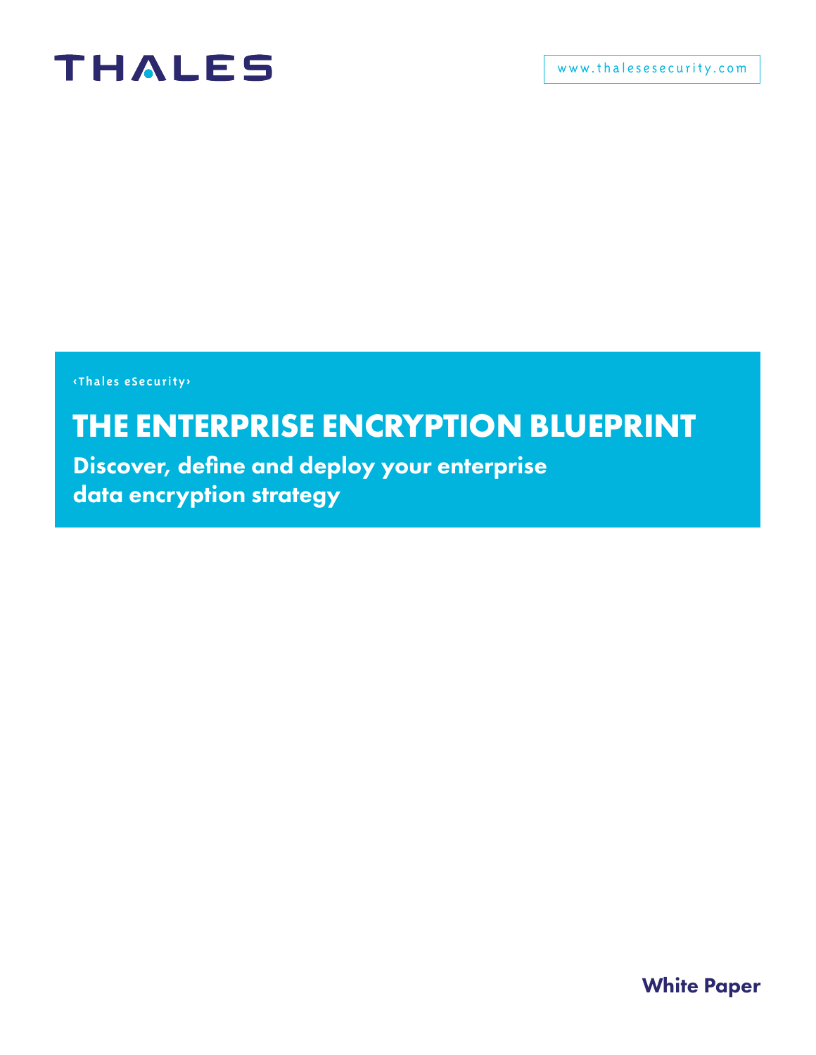THALES

www.thalesesecurity.com

‹Thales eSecurity›

# THE ENTERPRISE ENCRYPTION BLUEPRINT

## Discover, define and deploy your enterprise data encryption strategy

**White Paper**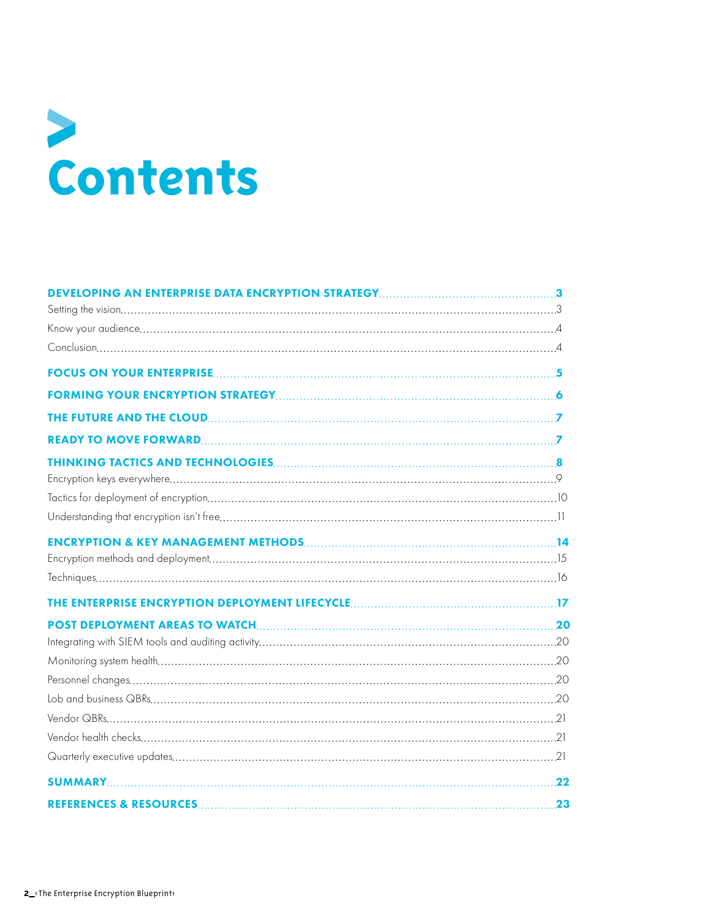# Contents

| | |
|---|---|
| **DEVELOPING AN ENTERPRISE DATA ENCRYPTION STRATEGY** | **3** |
| Setting the vision | 3 |
| Know your audience | 4 |
| Conclusion | 4 |
| **FOCUS ON YOUR ENTERPRISE** | **5** |
| **FORMING YOUR ENCRYPTION STRATEGY** | **6** |
| **THE FUTURE AND THE CLOUD** | **7** |
| **READY TO MOVE FORWARD** | **7** |
| **THINKING TACTICS AND TECHNOLOGIES** | **8** |
| Encryption keys everywhere | 9 |
| Tactics for deployment of encryption | 10 |
| Understanding that encryption isn't free | 11 |
| **ENCRYPTION & KEY MANAGEMENT METHODS** | **14** |
| Encryption methods and deployment | 15 |
| Techniques | 16 |
| **THE ENTERPRISE ENCRYPTION DEPLOYMENT LIFECYCLE** | **17** |
| **POST DEPLOYMENT AREAS TO WATCH** | **20** |
| Integrating with SIEM tools and auditing activity | 20 |
| Monitoring system health | 20 |
| Personnel changes | 20 |
| Lob and business QBRs | 20 |
| Vendor QBRs | 21 |
| Vendor health checks | 21 |
| Quarterly executive updates | 21 |
| **SUMMARY** | **22** |
| **REFERENCES & RESOURCES** | **23** |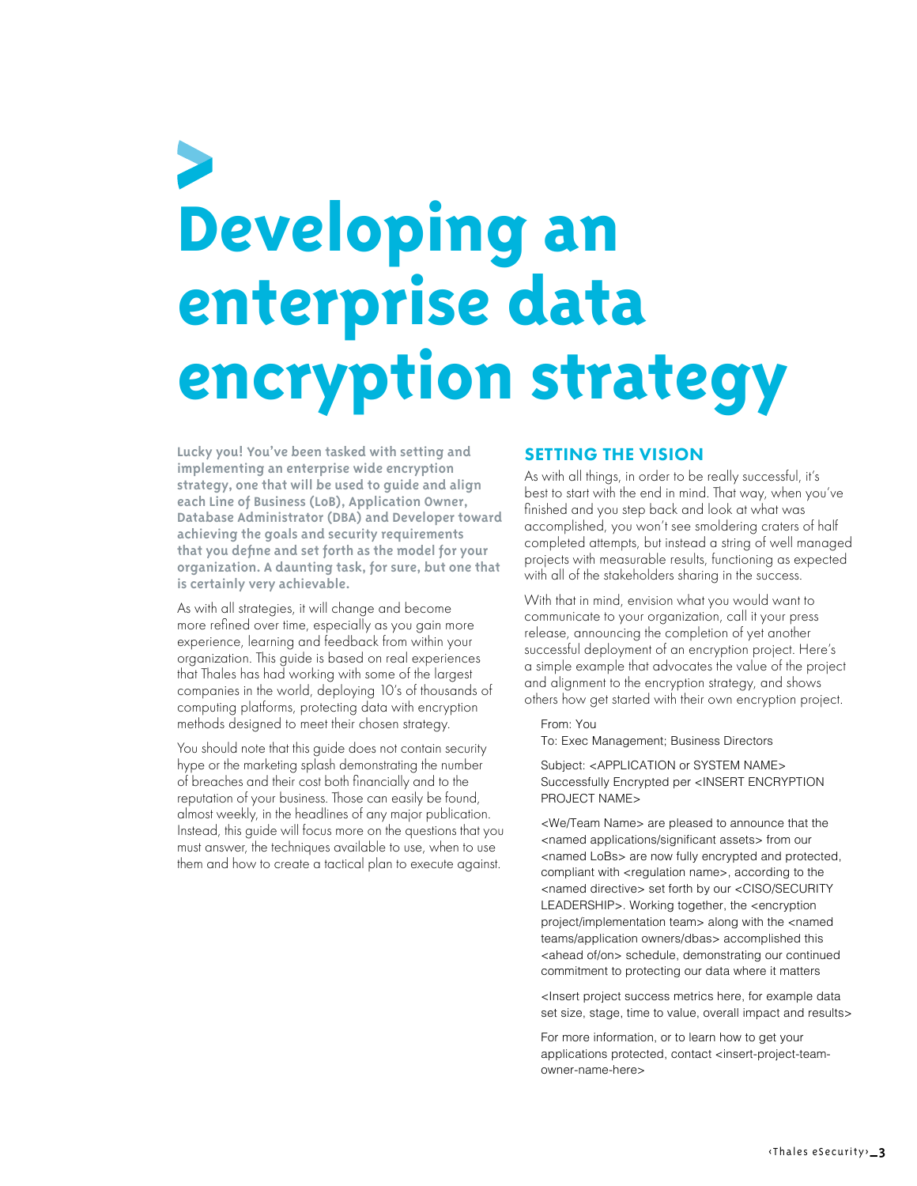# Developing an enterprise data encryption strategy

**Lucky you! You've been tasked with setting and implementing an enterprise wide encryption strategy, one that will be used to guide and align each Line of Business (LoB), Application Owner, Database Administrator (DBA) and Developer toward achieving the goals and security requirements that you define and set forth as the model for your organization. A daunting task, for sure, but one that is certainly very achievable.**

As with all strategies, it will change and become more refined over time, especially as you gain more experience, learning and feedback from within your organization. This guide is based on real experiences that Thales has had working with some of the largest companies in the world, deploying 10's of thousands of computing platforms, protecting data with encryption methods designed to meet their chosen strategy.

You should note that this guide does not contain security hype or the marketing splash demonstrating the number of breaches and their cost both financially and to the reputation of your business. Those can easily be found, almost weekly, in the headlines of any major publication. Instead, this guide will focus more on the questions that you must answer, the techniques available to use, when to use them and how to create a tactical plan to execute against.

## SETTING THE VISION

As with all things, in order to be really successful, it's best to start with the end in mind. That way, when you've finished and you step back and look at what was accomplished, you won't see smoldering craters of half completed attempts, but instead a string of well managed projects with measurable results, functioning as expected with all of the stakeholders sharing in the success.

With that in mind, envision what you would want to communicate to your organization, call it your press release, announcing the completion of yet another successful deployment of an encryption project. Here's a simple example that advocates the value of the project and alignment to the encryption strategy, and shows others how get started with their own encryption project.

> From: You
> To: Exec Management; Business Directors
>
> Subject: <APPLICATION or SYSTEM NAME> Successfully Encrypted per <INSERT ENCRYPTION PROJECT NAME>
>
> <We/Team Name> are pleased to announce that the <named applications/significant assets> from our <named LoBs> are now fully encrypted and protected, compliant with <regulation name>, according to the <named directive> set forth by our <CISO/SECURITY LEADERSHIP>. Working together, the <encryption project/implementation team> along with the <named teams/application owners/dbas> accomplished this <ahead of/on> schedule, demonstrating our continued commitment to protecting our data where it matters
>
> <Insert project success metrics here, for example data set size, stage, time to value, overall impact and results>
>
> For more information, or to learn how to get your applications protected, contact <insert-project-team-owner-name-here>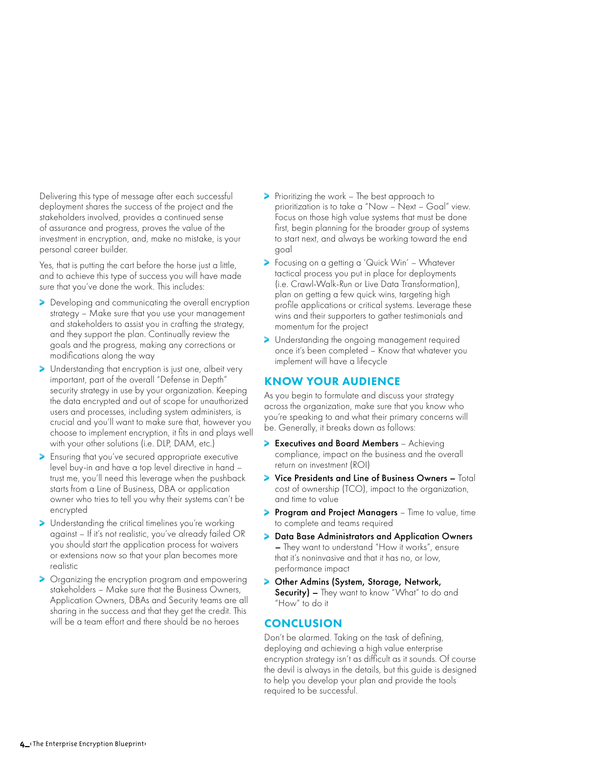Delivering this type of message after each successful deployment shares the success of the project and the stakeholders involved, provides a continued sense of assurance and progress, proves the value of the investment in encryption, and, make no mistake, is your personal career builder.

Yes, that is putting the cart before the horse just a little, and to achieve this type of success you will have made sure that you've done the work. This includes:

- Developing and communicating the overall encryption strategy – Make sure that you use your management and stakeholders to assist you in crafting the strategy, and they support the plan. Continually review the goals and the progress, making any corrections or modifications along the way
- Understanding that encryption is just one, albeit very important, part of the overall "Defense in Depth" security strategy in use by your organization. Keeping the data encrypted and out of scope for unauthorized users and processes, including system administers, is crucial and you'll want to make sure that, however you choose to implement encryption, it fits in and plays well with your other solutions (i.e. DLP, DAM, etc.)
- Ensuring that you've secured appropriate executive level buy-in and have a top level directive in hand – trust me, you'll need this leverage when the pushback starts from a Line of Business, DBA or application owner who tries to tell you why their systems can't be encrypted
- Understanding the critical timelines you're working against – If it's not realistic, you've already failed OR you should start the application process for waivers or extensions now so that your plan becomes more realistic
- Organizing the encryption program and empowering stakeholders – Make sure that the Business Owners, Application Owners, DBAs and Security teams are all sharing in the success and that they get the credit. This will be a team effort and there should be no heroes
- Prioritizing the work – The best approach to prioritization is to take a "Now – Next – Goal" view. Focus on those high value systems that must be done first, begin planning for the broader group of systems to start next, and always be working toward the end goal
- Focusing on a getting a 'Quick Win' – Whatever tactical process you put in place for deployments (i.e. Crawl-Walk-Run or Live Data Transformation), plan on getting a few quick wins, targeting high profile applications or critical systems. Leverage these wins and their supporters to gather testimonials and momentum for the project
- Understanding the ongoing management required once it's been completed – Know that whatever you implement will have a lifecycle

## KNOW YOUR AUDIENCE

As you begin to formulate and discuss your strategy across the organization, make sure that you know who you're speaking to and what their primary concerns will be. Generally, it breaks down as follows:

- **Executives and Board Members** – Achieving compliance, impact on the business and the overall return on investment (ROI)
- **Vice Presidents and Line of Business Owners –** Total cost of ownership (TCO), impact to the organization, and time to value
- **Program and Project Managers** – Time to value, time to complete and teams required
- **Data Base Administrators and Application Owners –** They want to understand "How it works", ensure that it's noninvasive and that it has no, or low, performance impact
- **Other Admins (System, Storage, Network, Security) –** They want to know "What" to do and "How" to do it

## CONCLUSION

Don't be alarmed. Taking on the task of defining, deploying and achieving a high value enterprise encryption strategy isn't as difficult as it sounds. Of course the devil is always in the details, but this guide is designed to help you develop your plan and provide the tools required to be successful.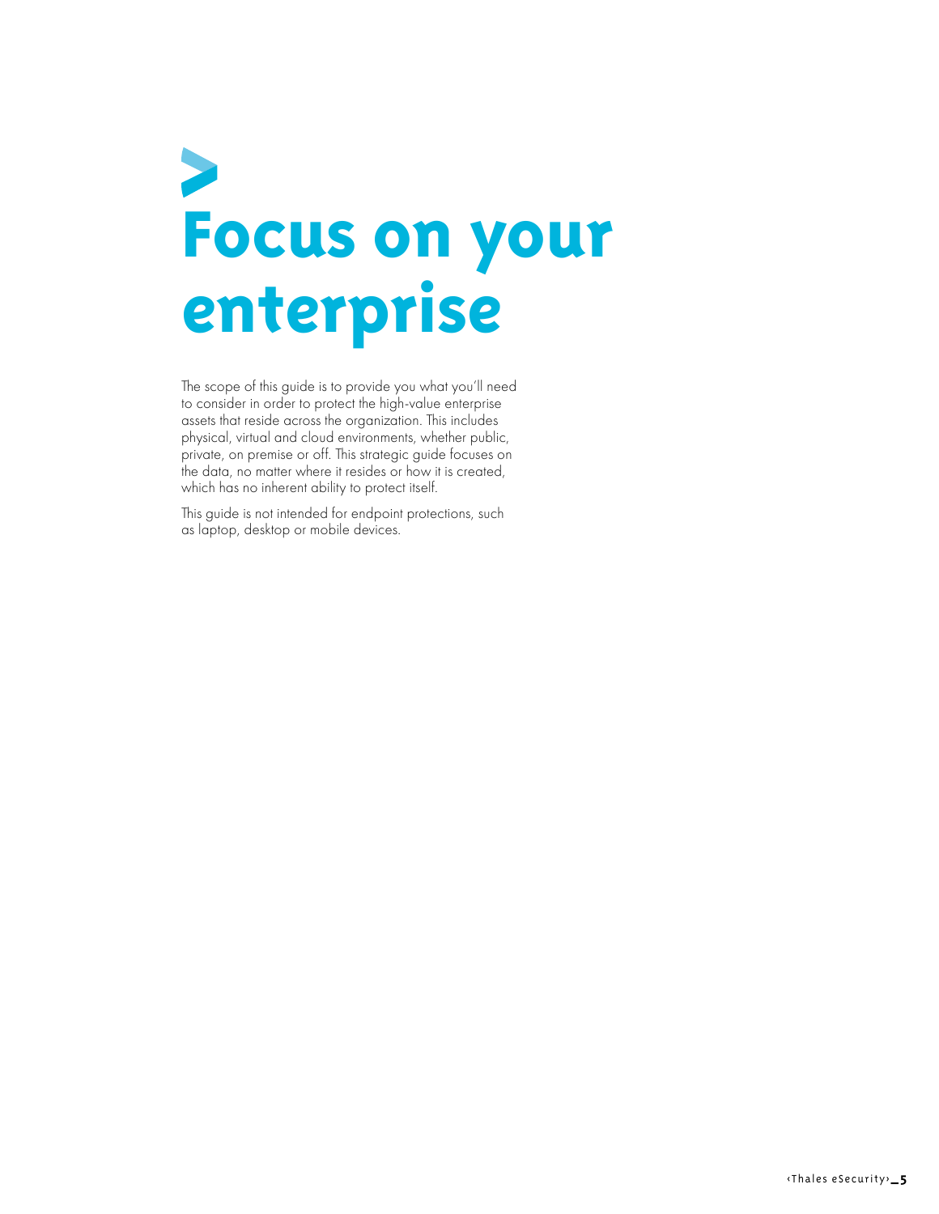# Focus on your enterprise

The scope of this guide is to provide you what you'll need to consider in order to protect the high-value enterprise assets that reside across the organization. This includes physical, virtual and cloud environments, whether public, private, on premise or off. This strategic guide focuses on the data, no matter where it resides or how it is created, which has no inherent ability to protect itself.

This guide is not intended for endpoint protections, such as laptop, desktop or mobile devices.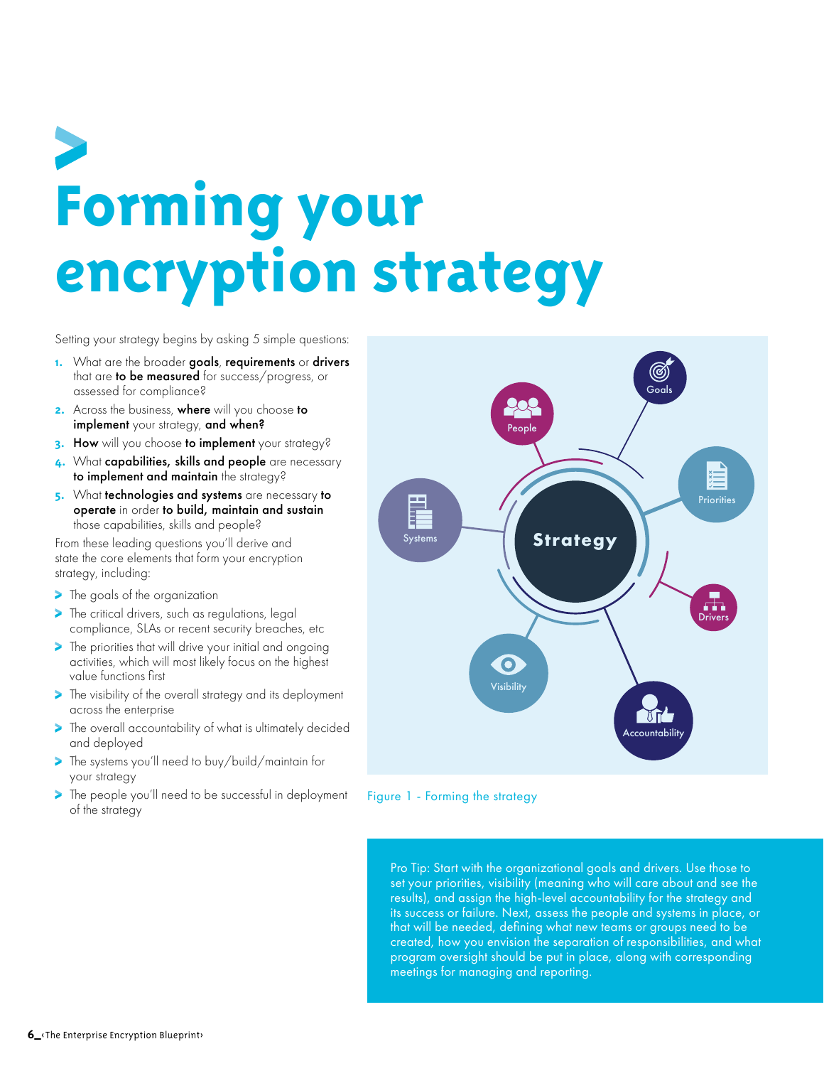# Forming your encryption strategy

Setting your strategy begins by asking 5 simple questions:

1. What are the broader **goals**, **requirements** or **drivers** that are **to be measured** for success/progress, or assessed for compliance?
2. Across the business, **where** will you choose **to implement** your strategy, **and when?**
3. **How** will you choose **to implement** your strategy?
4. What **capabilities, skills and people** are necessary **to implement and maintain** the strategy?
5. What **technologies and systems** are necessary **to operate** in order **to build, maintain and sustain** those capabilities, skills and people?

From these leading questions you'll derive and state the core elements that form your encryption strategy, including:

- The goals of the organization
- The critical drivers, such as regulations, legal compliance, SLAs or recent security breaches, etc
- The priorities that will drive your initial and ongoing activities, which will most likely focus on the highest value functions first
- The visibility of the overall strategy and its deployment across the enterprise
- The overall accountability of what is ultimately decided and deployed
- The systems you'll need to buy/build/maintain for your strategy
- The people you'll need to be successful in deployment of the strategy

Figure 1 - Forming the strategy

Pro Tip: Start with the organizational goals and drivers. Use those to set your priorities, visibility (meaning who will care about and see the results), and assign the high-level accountability for the strategy and its success or failure. Next, assess the people and systems in place, or that will be needed, defining what new teams or groups need to be created, how you envision the separation of responsibilities, and what program oversight should be put in place, along with corresponding meetings for managing and reporting.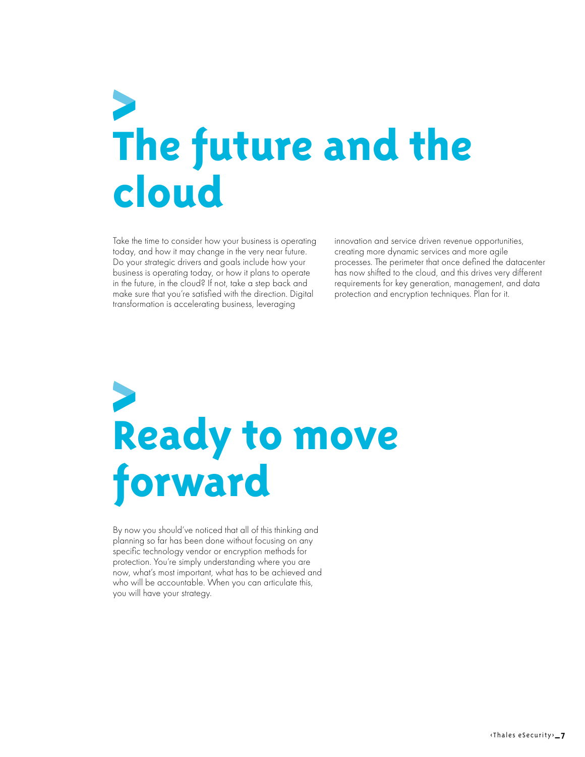# The future and the cloud

Take the time to consider how your business is operating today, and how it may change in the very near future. Do your strategic drivers and goals include how your business is operating today, or how it plans to operate in the future, in the cloud? If not, take a step back and make sure that you're satisfied with the direction. Digital transformation is accelerating business, leveraging innovation and service driven revenue opportunities, creating more dynamic services and more agile processes. The perimeter that once defined the datacenter has now shifted to the cloud, and this drives very different requirements for key generation, management, and data protection and encryption techniques. Plan for it.

# Ready to move forward

By now you should've noticed that all of this thinking and planning so far has been done without focusing on any specific technology vendor or encryption methods for protection. You're simply understanding where you are now, what's most important, what has to be achieved and who will be accountable. When you can articulate this, you will have your strategy.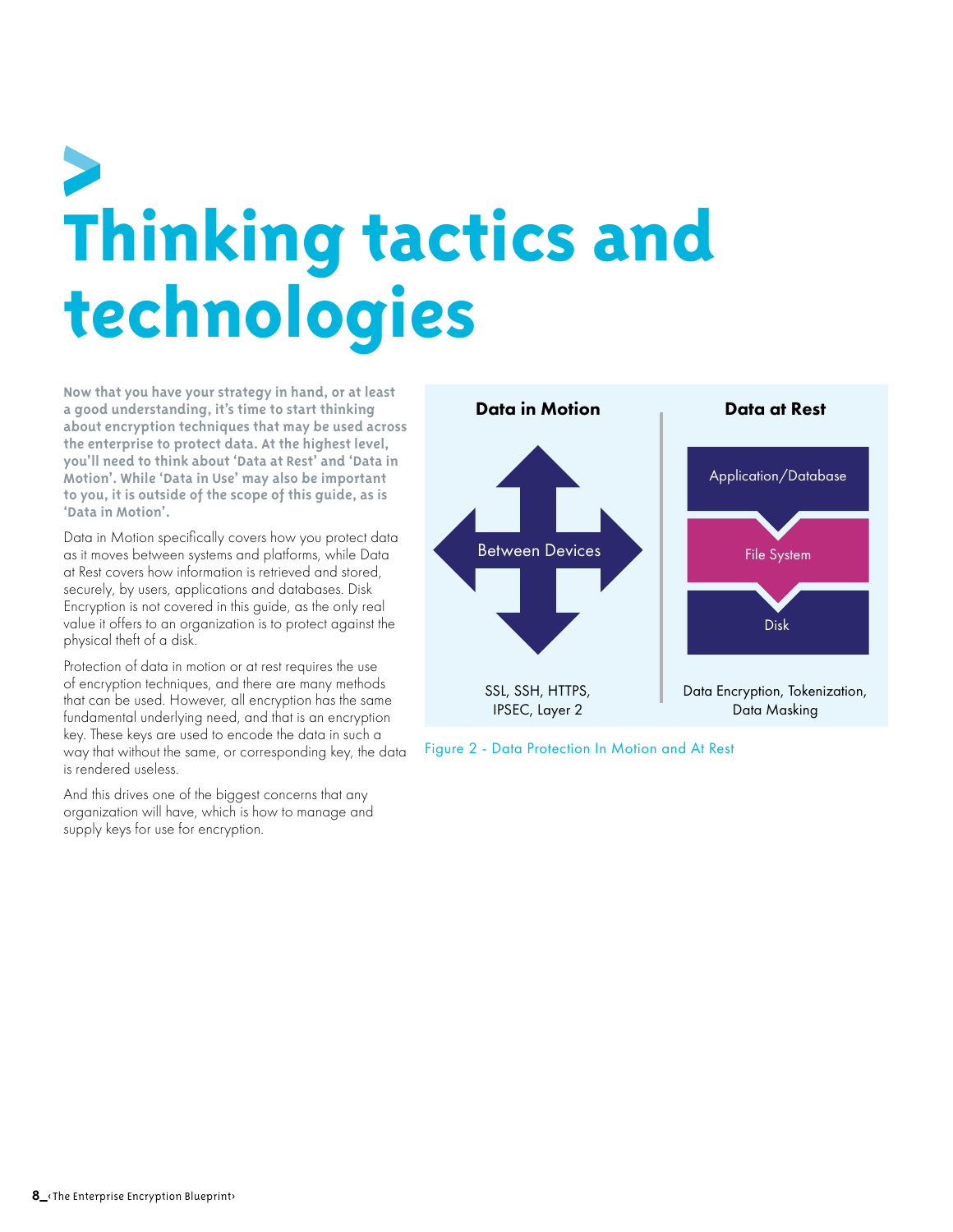# Thinking tactics and technologies

**Now that you have your strategy in hand, or at least a good understanding, it's time to start thinking about encryption techniques that may be used across the enterprise to protect data. At the highest level, you'll need to think about 'Data at Rest' and 'Data in Motion'. While 'Data in Use' may also be important to you, it is outside of the scope of this guide, as is 'Data in Motion'.**

Data in Motion specifically covers how you protect data as it moves between systems and platforms, while Data at Rest covers how information is retrieved and stored, securely, by users, applications and databases. Disk Encryption is not covered in this guide, as the only real value it offers to an organization is to protect against the physical theft of a disk.

Protection of data in motion or at rest requires the use of encryption techniques, and there are many methods that can be used. However, all encryption has the same fundamental underlying need, and that is an encryption key. These keys are used to encode the data in such a way that without the same, or corresponding key, the data is rendered useless.

And this drives one of the biggest concerns that any organization will have, which is how to manage and supply keys for use for encryption.

**Data in Motion**

Between Devices

SSL, SSH, HTTPS, IPSEC, Layer 2

**Data at Rest**

Application/Database

File System

Disk

Data Encryption, Tokenization, Data Masking

Figure 2 - Data Protection In Motion and At Rest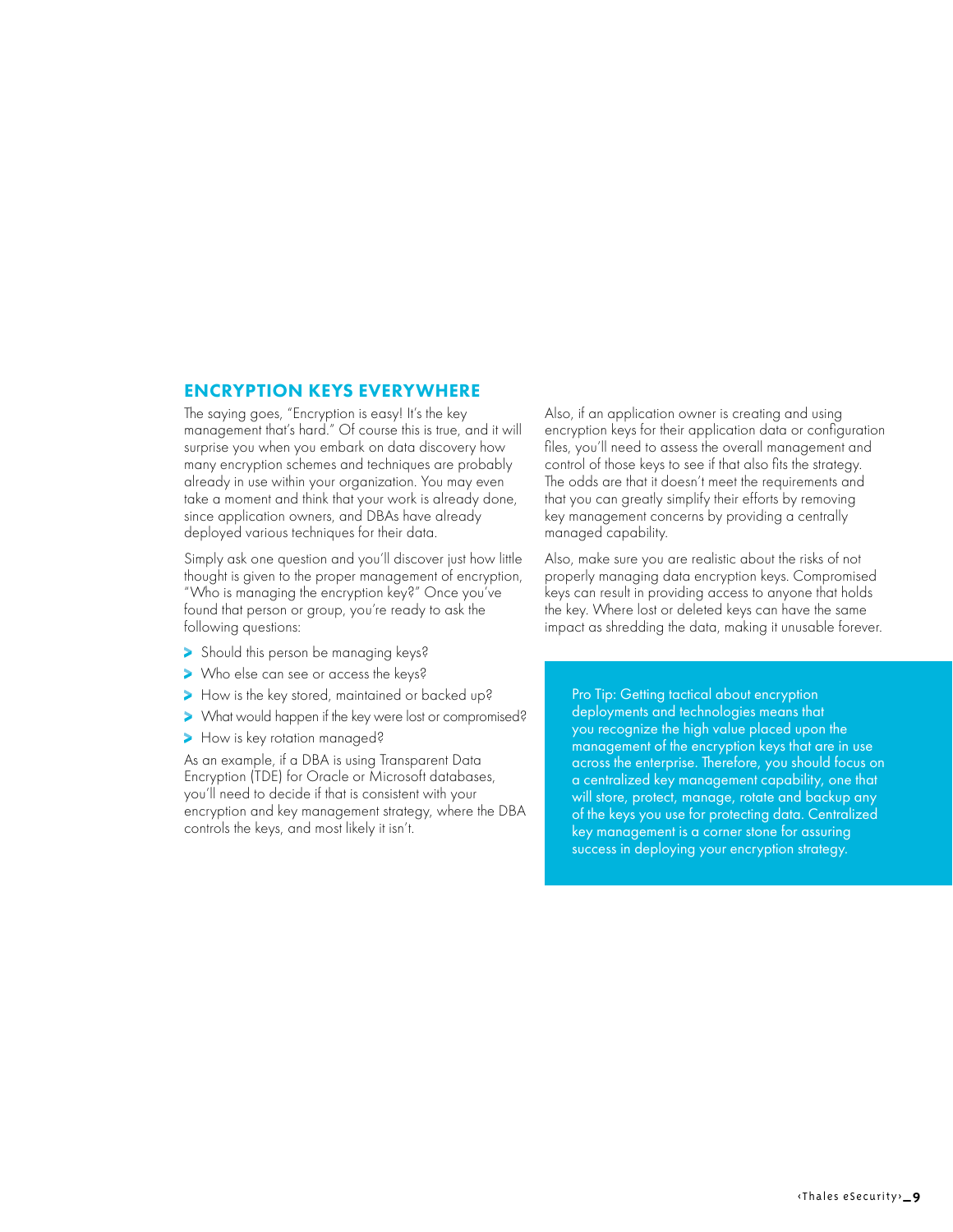## ENCRYPTION KEYS EVERYWHERE

The saying goes, "Encryption is easy! It's the key management that's hard." Of course this is true, and it will surprise you when you embark on data discovery how many encryption schemes and techniques are probably already in use within your organization. You may even take a moment and think that your work is already done, since application owners, and DBAs have already deployed various techniques for their data.

Simply ask one question and you'll discover just how little thought is given to the proper management of encryption, "Who is managing the encryption key?" Once you've found that person or group, you're ready to ask the following questions:

- Should this person be managing keys?
- Who else can see or access the keys?
- How is the key stored, maintained or backed up?
- What would happen if the key were lost or compromised?
- How is key rotation managed?

As an example, if a DBA is using Transparent Data Encryption (TDE) for Oracle or Microsoft databases, you'll need to decide if that is consistent with your encryption and key management strategy, where the DBA controls the keys, and most likely it isn't.

Also, if an application owner is creating and using encryption keys for their application data or configuration files, you'll need to assess the overall management and control of those keys to see if that also fits the strategy. The odds are that it doesn't meet the requirements and that you can greatly simplify their efforts by removing key management concerns by providing a centrally managed capability.

Also, make sure you are realistic about the risks of not properly managing data encryption keys. Compromised keys can result in providing access to anyone that holds the key. Where lost or deleted keys can have the same impact as shredding the data, making it unusable forever.

Pro Tip: Getting tactical about encryption deployments and technologies means that you recognize the high value placed upon the management of the encryption keys that are in use across the enterprise. Therefore, you should focus on a centralized key management capability, one that will store, protect, manage, rotate and backup any of the keys you use for protecting data. Centralized key management is a corner stone for assuring success in deploying your encryption strategy.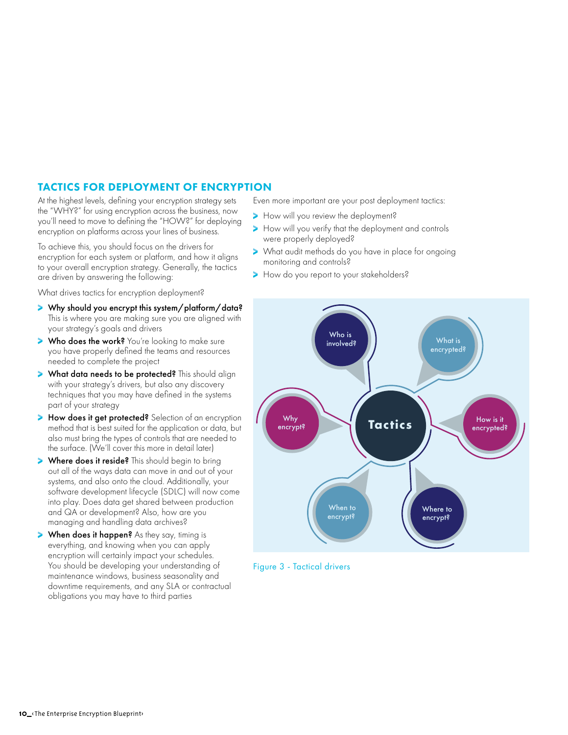## TACTICS FOR DEPLOYMENT OF ENCRYPTION

At the highest levels, defining your encryption strategy sets the "WHY?" for using encryption across the business, now you'll need to move to defining the "HOW?" for deploying encryption on platforms across your lines of business.

To achieve this, you should focus on the drivers for encryption for each system or platform, and how it aligns to your overall encryption strategy. Generally, the tactics are driven by answering the following:

What drives tactics for encryption deployment?

- **Why should you encrypt this system/platform/data?** This is where you are making sure you are aligned with your strategy's goals and drivers
- **Who does the work?** You're looking to make sure you have properly defined the teams and resources needed to complete the project
- **What data needs to be protected?** This should align with your strategy's drivers, but also any discovery techniques that you may have defined in the systems part of your strategy
- **How does it get protected?** Selection of an encryption method that is best suited for the application or data, but also must bring the types of controls that are needed to the surface. (We'll cover this more in detail later)
- **Where does it reside?** This should begin to bring out all of the ways data can move in and out of your systems, and also onto the cloud. Additionally, your software development lifecycle (SDLC) will now come into play. Does data get shared between production and QA or development? Also, how are you managing and handling data archives?
- **When does it happen?** As they say, timing is everything, and knowing when you can apply encryption will certainly impact your schedules. You should be developing your understanding of maintenance windows, business seasonality and downtime requirements, and any SLA or contractual obligations you may have to third parties

Even more important are your post deployment tactics:

- How will you review the deployment?
- How will you verify that the deployment and controls were properly deployed?
- What audit methods do you have in place for ongoing monitoring and controls?
- How do you report to your stakeholders?

Tactics: Who is involved? · What is encrypted? · How is it encrypted? · Where to encrypt? · When to encrypt? · Why encrypt?

Figure 3 - Tactical drivers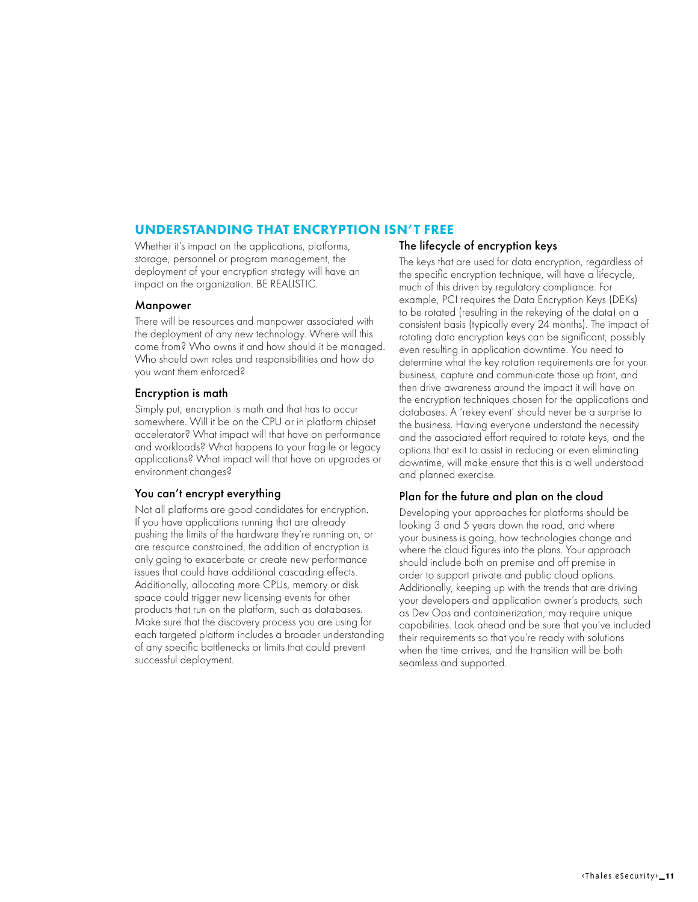## UNDERSTANDING THAT ENCRYPTION ISN'T FREE

Whether it's impact on the applications, platforms, storage, personnel or program management, the deployment of your encryption strategy will have an impact on the organization. BE REALISTIC.

### Manpower

There will be resources and manpower associated with the deployment of any new technology. Where will this come from? Who owns it and how should it be managed. Who should own roles and responsibilities and how do you want them enforced?

### Encryption is math

Simply put, encryption is math and that has to occur somewhere. Will it be on the CPU or in platform chipset accelerator? What impact will that have on performance and workloads? What happens to your fragile or legacy applications? What impact will that have on upgrades or environment changes?

### You can't encrypt everything

Not all platforms are good candidates for encryption. If you have applications running that are already pushing the limits of the hardware they're running on, or are resource constrained, the addition of encryption is only going to exacerbate or create new performance issues that could have additional cascading effects. Additionally, allocating more CPUs, memory or disk space could trigger new licensing events for other products that run on the platform, such as databases. Make sure that the discovery process you are using for each targeted platform includes a broader understanding of any specific bottlenecks or limits that could prevent successful deployment.

### The lifecycle of encryption keys

The keys that are used for data encryption, regardless of the specific encryption technique, will have a lifecycle, much of this driven by regulatory compliance. For example, PCI requires the Data Encryption Keys (DEKs) to be rotated (resulting in the rekeying of the data) on a consistent basis (typically every 24 months). The impact of rotating data encryption keys can be significant, possibly even resulting in application downtime. You need to determine what the key rotation requirements are for your business, capture and communicate those up front, and then drive awareness around the impact it will have on the encryption techniques chosen for the applications and databases. A 'rekey event' should never be a surprise to the business. Having everyone understand the necessity and the associated effort required to rotate keys, and the options that exit to assist in reducing or even eliminating downtime, will make ensure that this is a well understood and planned exercise.

### Plan for the future and plan on the cloud

Developing your approaches for platforms should be looking 3 and 5 years down the road, and where your business is going, how technologies change and where the cloud figures into the plans. Your approach should include both on premise and off premise in order to support private and public cloud options. Additionally, keeping up with the trends that are driving your developers and application owner's products, such as Dev Ops and containerization, may require unique capabilities. Look ahead and be sure that you've included their requirements so that you're ready with solutions when the time arrives, and the transition will be both seamless and supported.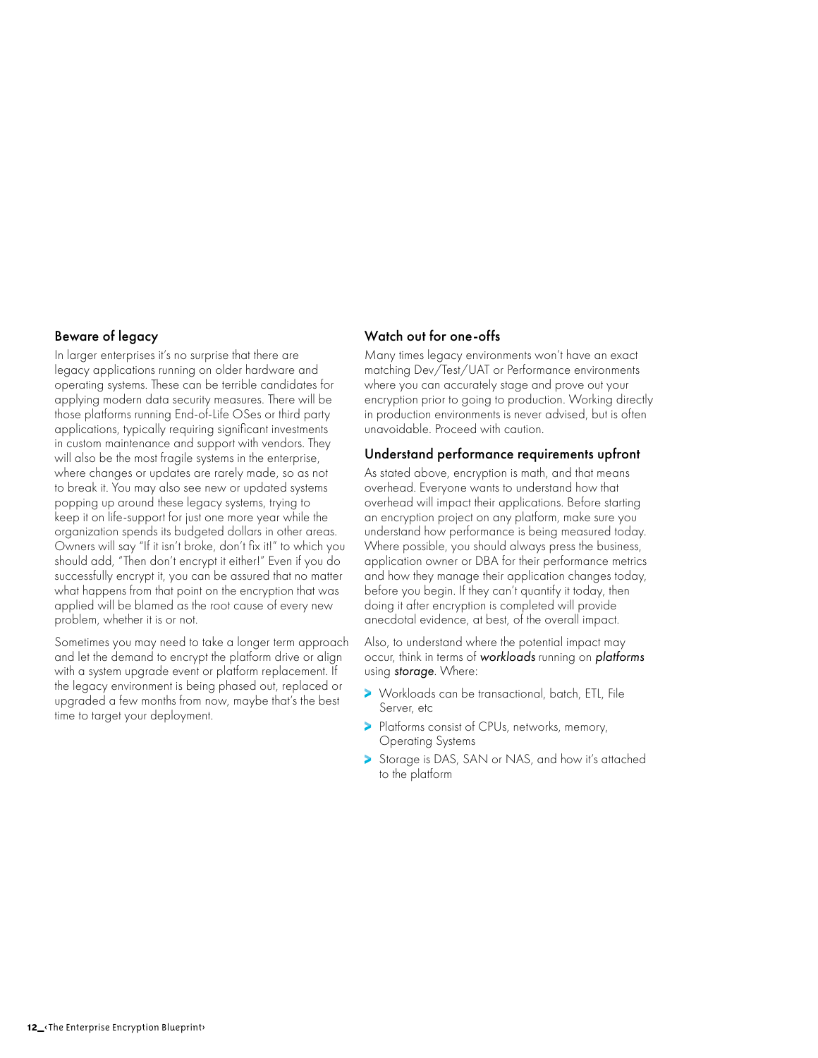### Beware of legacy

In larger enterprises it's no surprise that there are legacy applications running on older hardware and operating systems. These can be terrible candidates for applying modern data security measures. There will be those platforms running End-of-Life OSes or third party applications, typically requiring significant investments in custom maintenance and support with vendors. They will also be the most fragile systems in the enterprise, where changes or updates are rarely made, so as not to break it. You may also see new or updated systems popping up around these legacy systems, trying to keep it on life-support for just one more year while the organization spends its budgeted dollars in other areas. Owners will say "If it isn't broke, don't fix it!" to which you should add, "Then don't encrypt it either!" Even if you do successfully encrypt it, you can be assured that no matter what happens from that point on the encryption that was applied will be blamed as the root cause of every new problem, whether it is or not.

Sometimes you may need to take a longer term approach and let the demand to encrypt the platform drive or align with a system upgrade event or platform replacement. If the legacy environment is being phased out, replaced or upgraded a few months from now, maybe that's the best time to target your deployment.

### Watch out for one-offs

Many times legacy environments won't have an exact matching Dev/Test/UAT or Performance environments where you can accurately stage and prove out your encryption prior to going to production. Working directly in production environments is never advised, but is often unavoidable. Proceed with caution.

### Understand performance requirements upfront

As stated above, encryption is math, and that means overhead. Everyone wants to understand how that overhead will impact their applications. Before starting an encryption project on any platform, make sure you understand how performance is being measured today. Where possible, you should always press the business, application owner or DBA for their performance metrics and how they manage their application changes today, before you begin. If they can't quantify it today, then doing it after encryption is completed will provide anecdotal evidence, at best, of the overall impact.

Also, to understand where the potential impact may occur, think in terms of ***workloads*** running on ***platforms*** using ***storage***. Where:

- Workloads can be transactional, batch, ETL, File Server, etc
- Platforms consist of CPUs, networks, memory, Operating Systems
- Storage is DAS, SAN or NAS, and how it's attached to the platform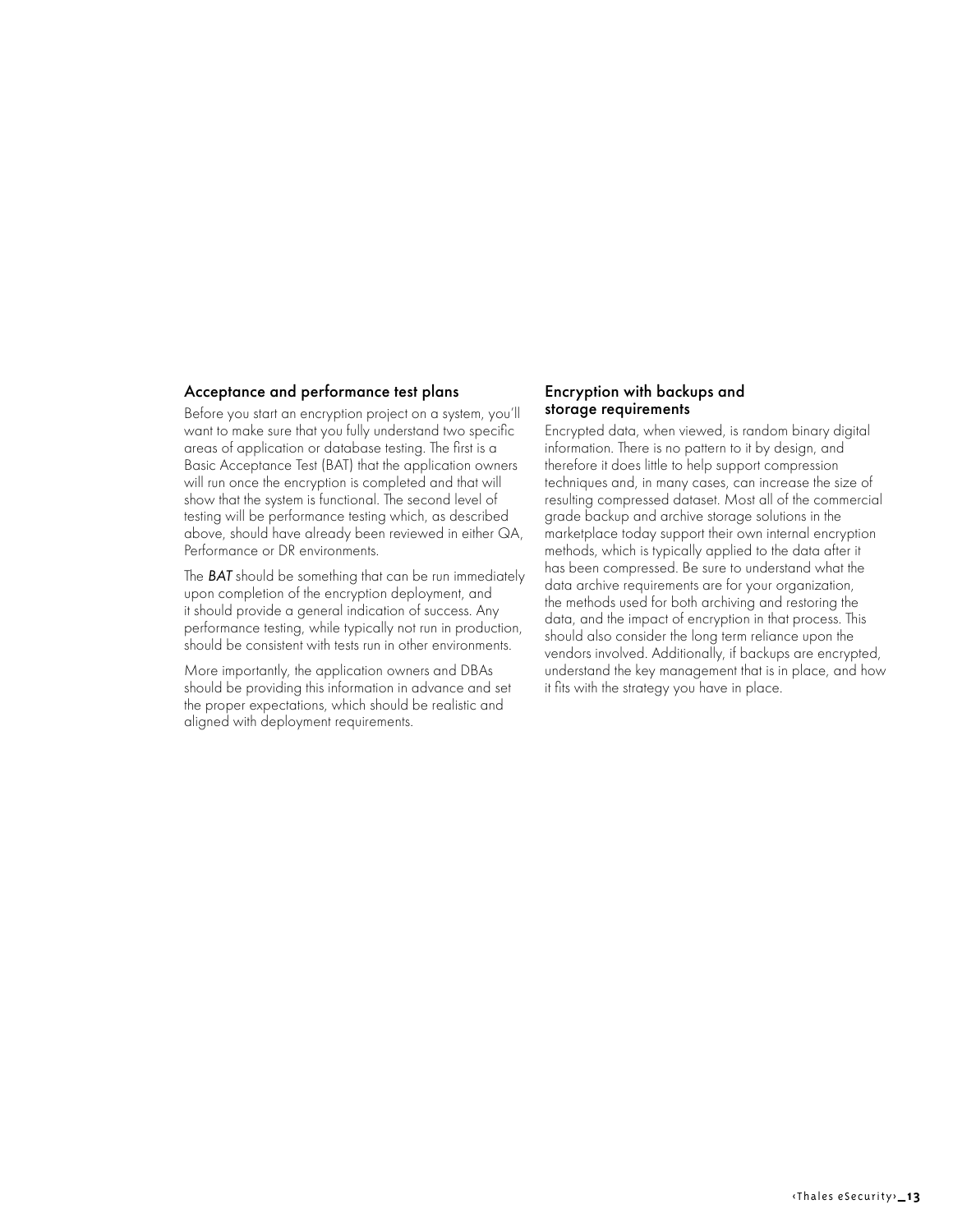## Acceptance and performance test plans

Before you start an encryption project on a system, you'll want to make sure that you fully understand two specific areas of application or database testing. The first is a Basic Acceptance Test (BAT) that the application owners will run once the encryption is completed and that will show that the system is functional. The second level of testing will be performance testing which, as described above, should have already been reviewed in either QA, Performance or DR environments.

The *BAT* should be something that can be run immediately upon completion of the encryption deployment, and it should provide a general indication of success. Any performance testing, while typically not run in production, should be consistent with tests run in other environments.

More importantly, the application owners and DBAs should be providing this information in advance and set the proper expectations, which should be realistic and aligned with deployment requirements.

## Encryption with backups and storage requirements

Encrypted data, when viewed, is random binary digital information. There is no pattern to it by design, and therefore it does little to help support compression techniques and, in many cases, can increase the size of resulting compressed dataset. Most all of the commercial grade backup and archive storage solutions in the marketplace today support their own internal encryption methods, which is typically applied to the data after it has been compressed. Be sure to understand what the data archive requirements are for your organization, the methods used for both archiving and restoring the data, and the impact of encryption in that process. This should also consider the long term reliance upon the vendors involved. Additionally, if backups are encrypted, understand the key management that is in place, and how it fits with the strategy you have in place.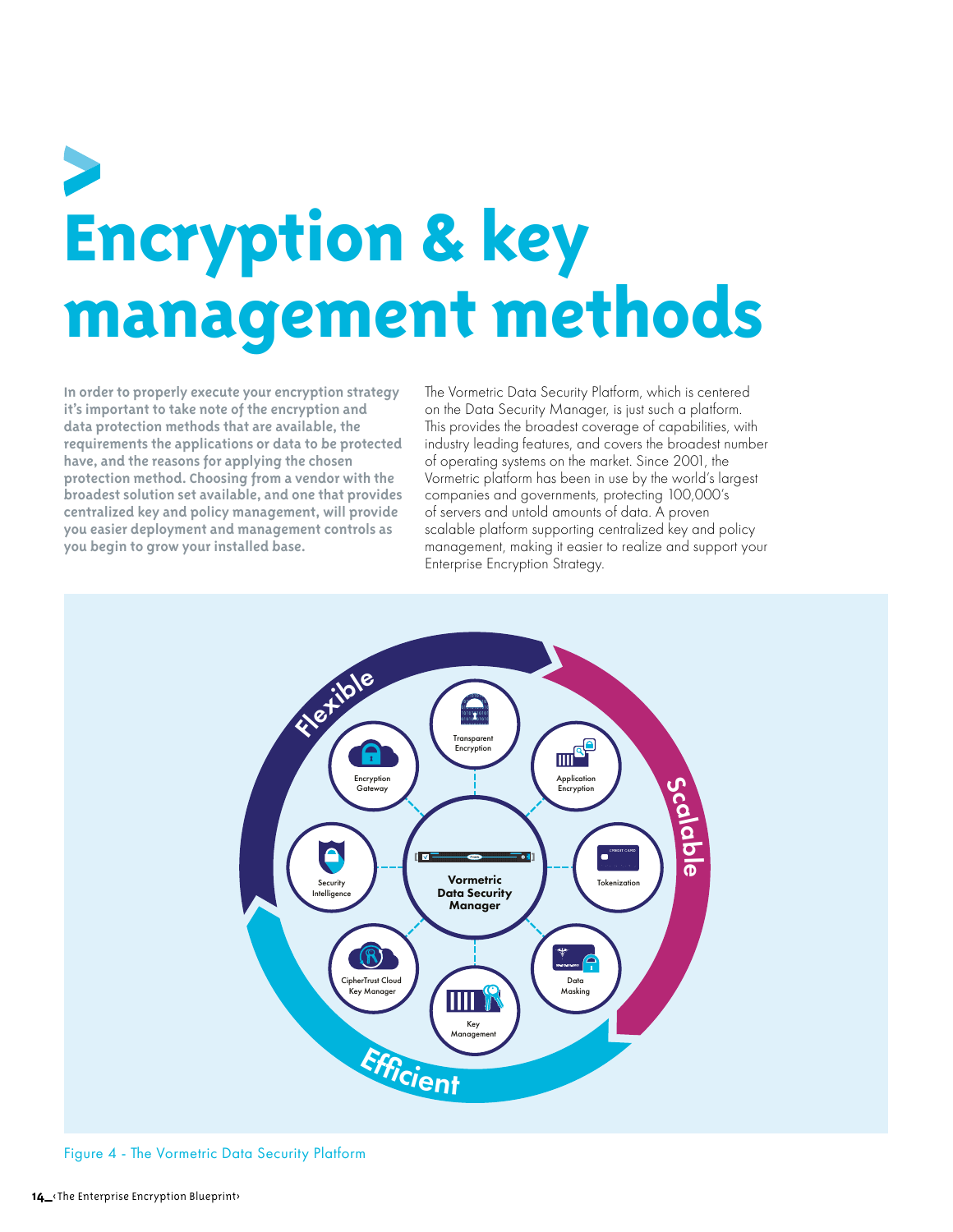# Encryption & key management methods

**In order to properly execute your encryption strategy it's important to take note of the encryption and data protection methods that are available, the requirements the applications or data to be protected have, and the reasons for applying the chosen protection method. Choosing from a vendor with the broadest solution set available, and one that provides centralized key and policy management, will provide you easier deployment and management controls as you begin to grow your installed base.**

The Vormetric Data Security Platform, which is centered on the Data Security Manager, is just such a platform. This provides the broadest coverage of capabilities, with industry leading features, and covers the broadest number of operating systems on the market. Since 2001, the Vormetric platform has been in use by the world's largest companies and governments, protecting 100,000's of servers and untold amounts of data. A proven scalable platform supporting centralized key and policy management, making it easier to realize and support your Enterprise Encryption Strategy.

Flexible

Scalable

Efficient

Transparent Encryption

Application Encryption

Tokenization

Data Masking

Key Management

CipherTrust Cloud Key Manager

Security Intelligence

Encryption Gateway

Vormetric Data Security Manager

Figure 4 - The Vormetric Data Security Platform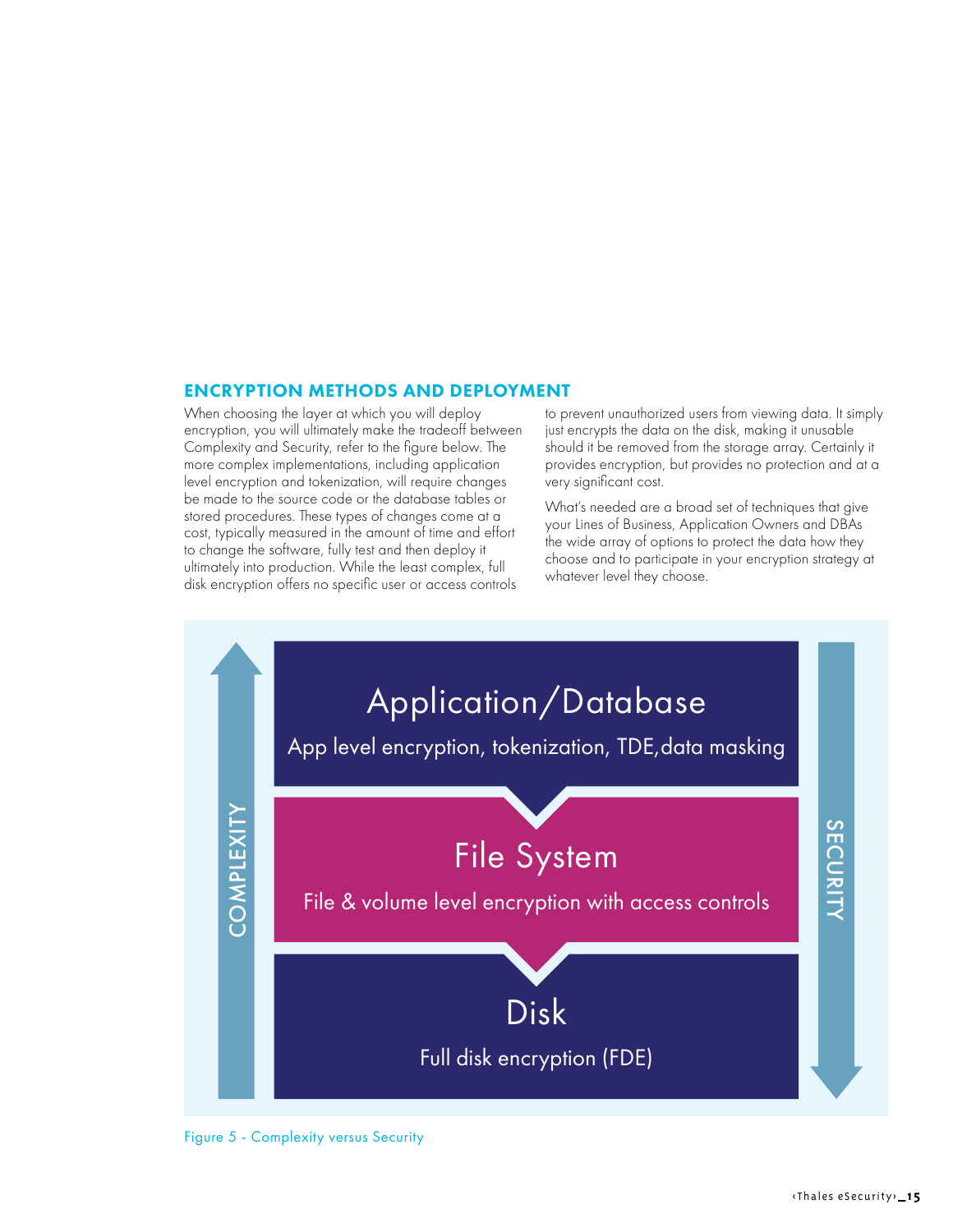## ENCRYPTION METHODS AND DEPLOYMENT

When choosing the layer at which you will deploy encryption, you will ultimately make the tradeoff between Complexity and Security, refer to the figure below. The more complex implementations, including application level encryption and tokenization, will require changes be made to the source code or the database tables or stored procedures. These types of changes come at a cost, typically measured in the amount of time and effort to change the software, fully test and then deploy it ultimately into production. While the least complex, full disk encryption offers no specific user or access controls to prevent unauthorized users from viewing data. It simply just encrypts the data on the disk, making it unusable should it be removed from the storage array. Certainly it provides encryption, but provides no protection and at a very significant cost.

What's needed are a broad set of techniques that give your Lines of Business, Application Owners and DBAs the wide array of options to protect the data how they choose and to participate in your encryption strategy at whatever level they choose.

COMPLEXITY (increasing upward) / SECURITY (increasing downward)

**Application/Database**
App level encryption, tokenization, TDE, data masking

**File System**
File & volume level encryption with access controls

**Disk**
Full disk encryption (FDE)

Figure 5 - Complexity versus Security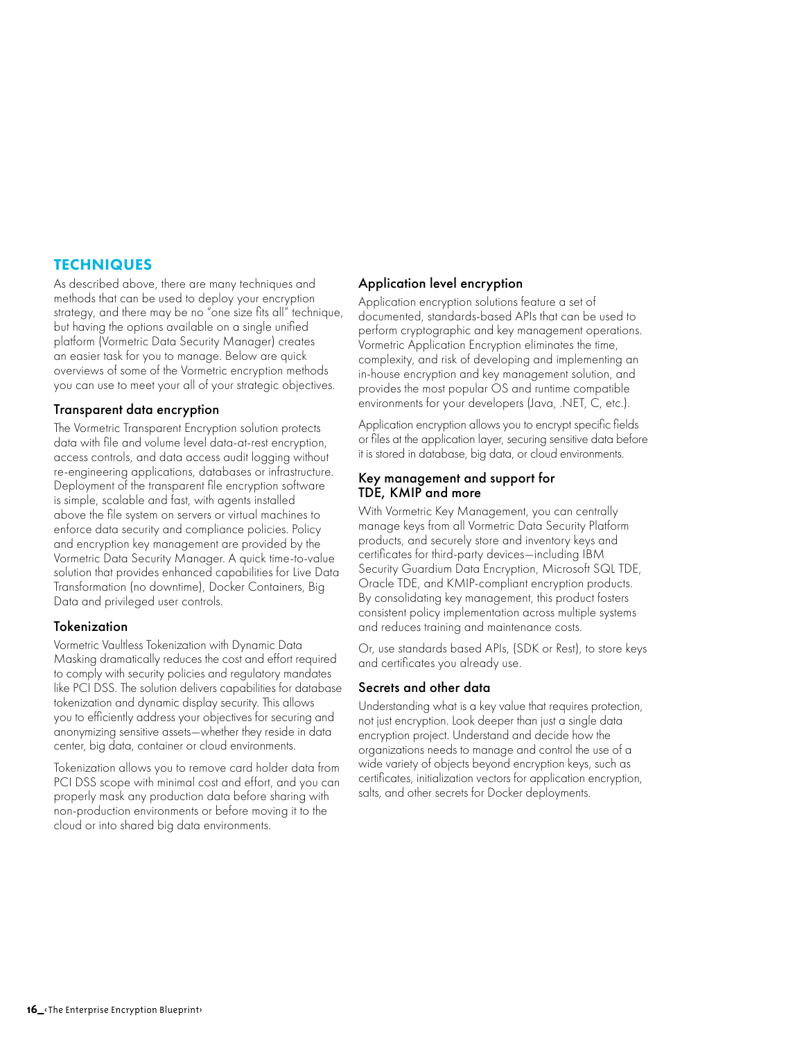## TECHNIQUES

As described above, there are many techniques and methods that can be used to deploy your encryption strategy, and there may be no "one size fits all" technique, but having the options available on a single unified platform (Vormetric Data Security Manager) creates an easier task for you to manage. Below are quick overviews of some of the Vormetric encryption methods you can use to meet your all of your strategic objectives.

### Transparent data encryption

The Vormetric Transparent Encryption solution protects data with file and volume level data-at-rest encryption, access controls, and data access audit logging without re-engineering applications, databases or infrastructure. Deployment of the transparent file encryption software is simple, scalable and fast, with agents installed above the file system on servers or virtual machines to enforce data security and compliance policies. Policy and encryption key management are provided by the Vormetric Data Security Manager. A quick time-to-value solution that provides enhanced capabilities for Live Data Transformation (no downtime), Docker Containers, Big Data and privileged user controls.

### Tokenization

Vormetric Vaultless Tokenization with Dynamic Data Masking dramatically reduces the cost and effort required to comply with security policies and regulatory mandates like PCI DSS. The solution delivers capabilities for database tokenization and dynamic display security. This allows you to efficiently address your objectives for securing and anonymizing sensitive assets—whether they reside in data center, big data, container or cloud environments.

Tokenization allows you to remove card holder data from PCI DSS scope with minimal cost and effort, and you can properly mask any production data before sharing with non-production environments or before moving it to the cloud or into shared big data environments.

### Application level encryption

Application encryption solutions feature a set of documented, standards-based APIs that can be used to perform cryptographic and key management operations. Vormetric Application Encryption eliminates the time, complexity, and risk of developing and implementing an in-house encryption and key management solution, and provides the most popular OS and runtime compatible environments for your developers (Java, .NET, C, etc.).

Application encryption allows you to encrypt specific fields or files at the application layer, securing sensitive data before it is stored in database, big data, or cloud environments.

### Key management and support for TDE, KMIP and more

With Vormetric Key Management, you can centrally manage keys from all Vormetric Data Security Platform products, and securely store and inventory keys and certificates for third-party devices—including IBM Security Guardium Data Encryption, Microsoft SQL TDE, Oracle TDE, and KMIP-compliant encryption products. By consolidating key management, this product fosters consistent policy implementation across multiple systems and reduces training and maintenance costs.

Or, use standards based APIs, (SDK or Rest), to store keys and certificates you already use.

### Secrets and other data

Understanding what is a key value that requires protection, not just encryption. Look deeper than just a single data encryption project. Understand and decide how the organizations needs to manage and control the use of a wide variety of objects beyond encryption keys, such as certificates, initialization vectors for application encryption, salts, and other secrets for Docker deployments.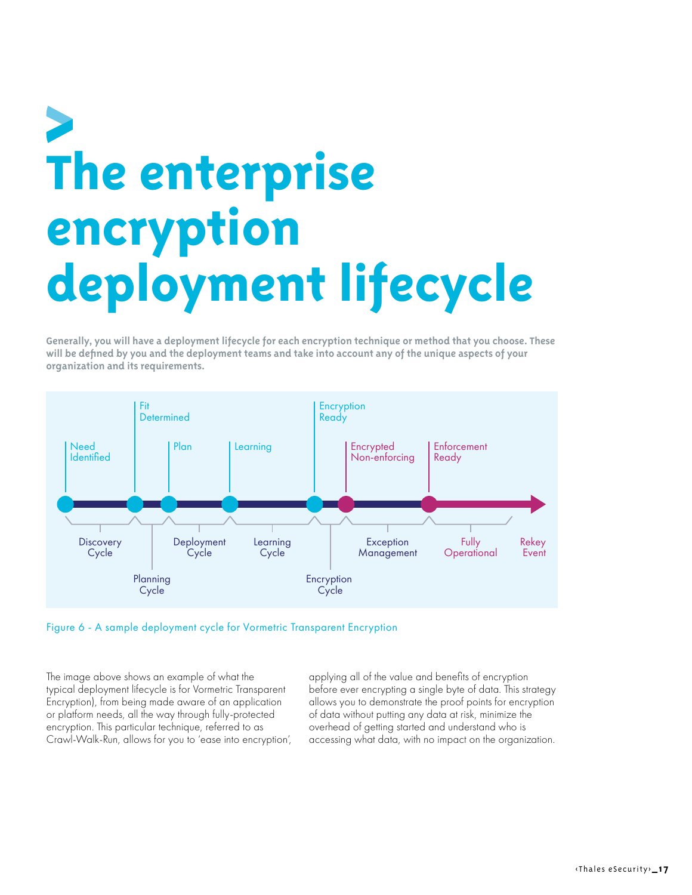# The enterprise encryption deployment lifecycle

**Generally, you will have a deployment lifecycle for each encryption technique or method that you choose. These will be defined by you and the deployment teams and take into account any of the unique aspects of your organization and its requirements.**

Need Identified · Fit Determined · Plan · Learning · Encryption Ready · Encrypted Non-enforcing · Enforcement Ready

Discovery Cycle · Planning Cycle · Deployment Cycle · Learning Cycle · Encryption Cycle · Exception Management · Fully Operational · Rekey Event

Figure 6 - A sample deployment cycle for Vormetric Transparent Encryption

The image above shows an example of what the typical deployment lifecycle is for Vormetric Transparent Encryption), from being made aware of an application or platform needs, all the way through fully-protected encryption. This particular technique, referred to as Crawl-Walk-Run, allows for you to 'ease into encryption', applying all of the value and benefits of encryption before ever encrypting a single byte of data. This strategy allows you to demonstrate the proof points for encryption of data without putting any data at risk, minimize the overhead of getting started and understand who is accessing what data, with no impact on the organization.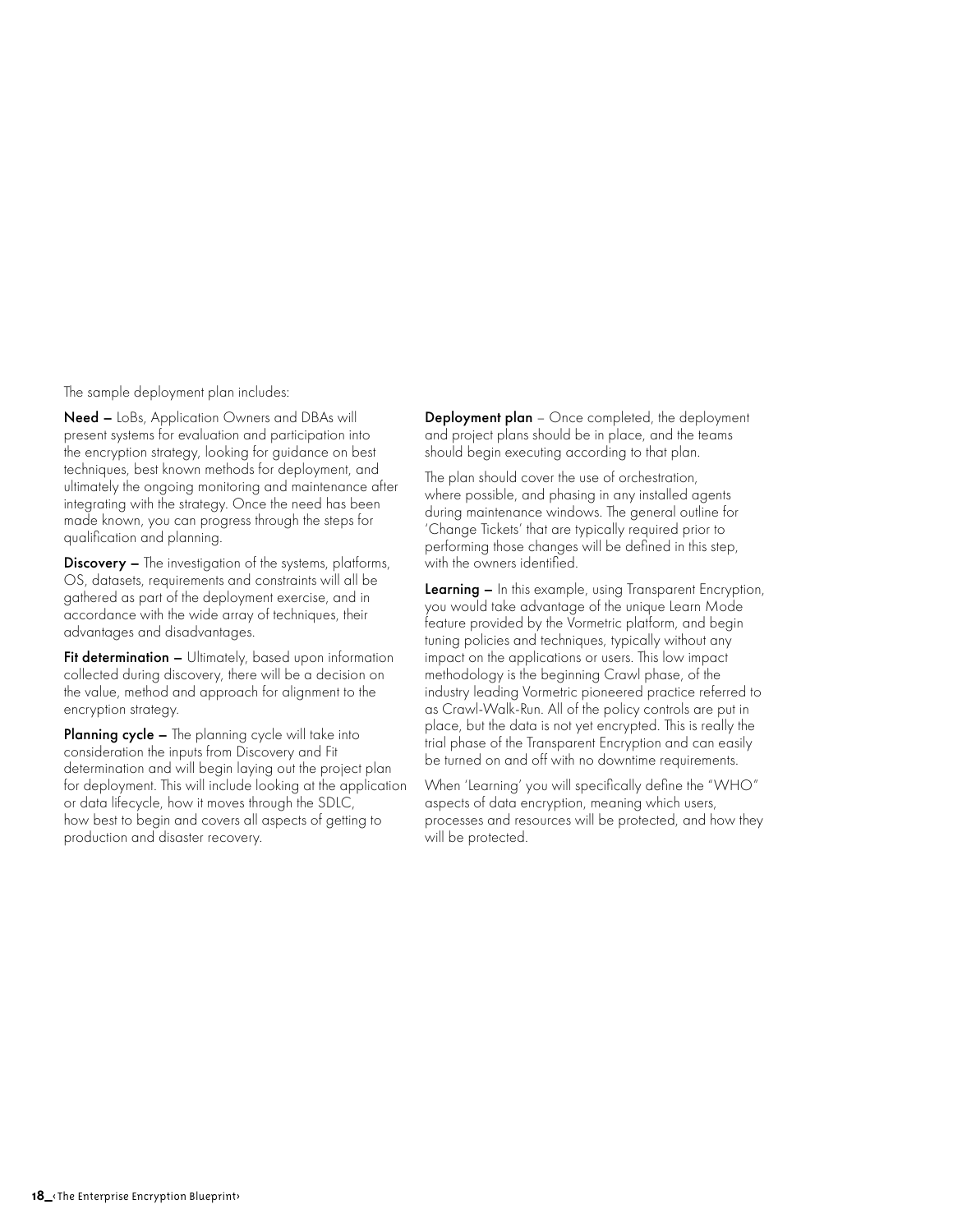The sample deployment plan includes:

**Need –** LoBs, Application Owners and DBAs will present systems for evaluation and participation into the encryption strategy, looking for guidance on best techniques, best known methods for deployment, and ultimately the ongoing monitoring and maintenance after integrating with the strategy. Once the need has been made known, you can progress through the steps for qualification and planning.

**Discovery –** The investigation of the systems, platforms, OS, datasets, requirements and constraints will all be gathered as part of the deployment exercise, and in accordance with the wide array of techniques, their advantages and disadvantages.

**Fit determination –** Ultimately, based upon information collected during discovery, there will be a decision on the value, method and approach for alignment to the encryption strategy.

**Planning cycle –** The planning cycle will take into consideration the inputs from Discovery and Fit determination and will begin laying out the project plan for deployment. This will include looking at the application or data lifecycle, how it moves through the SDLC, how best to begin and covers all aspects of getting to production and disaster recovery.

**Deployment plan** – Once completed, the deployment and project plans should be in place, and the teams should begin executing according to that plan.

The plan should cover the use of orchestration, where possible, and phasing in any installed agents during maintenance windows. The general outline for 'Change Tickets' that are typically required prior to performing those changes will be defined in this step, with the owners identified.

**Learning –** In this example, using Transparent Encryption, you would take advantage of the unique Learn Mode feature provided by the Vormetric platform, and begin tuning policies and techniques, typically without any impact on the applications or users. This low impact methodology is the beginning Crawl phase, of the industry leading Vormetric pioneered practice referred to as Crawl-Walk-Run. All of the policy controls are put in place, but the data is not yet encrypted. This is really the trial phase of the Transparent Encryption and can easily be turned on and off with no downtime requirements.

When 'Learning' you will specifically define the "WHO" aspects of data encryption, meaning which users, processes and resources will be protected, and how they will be protected.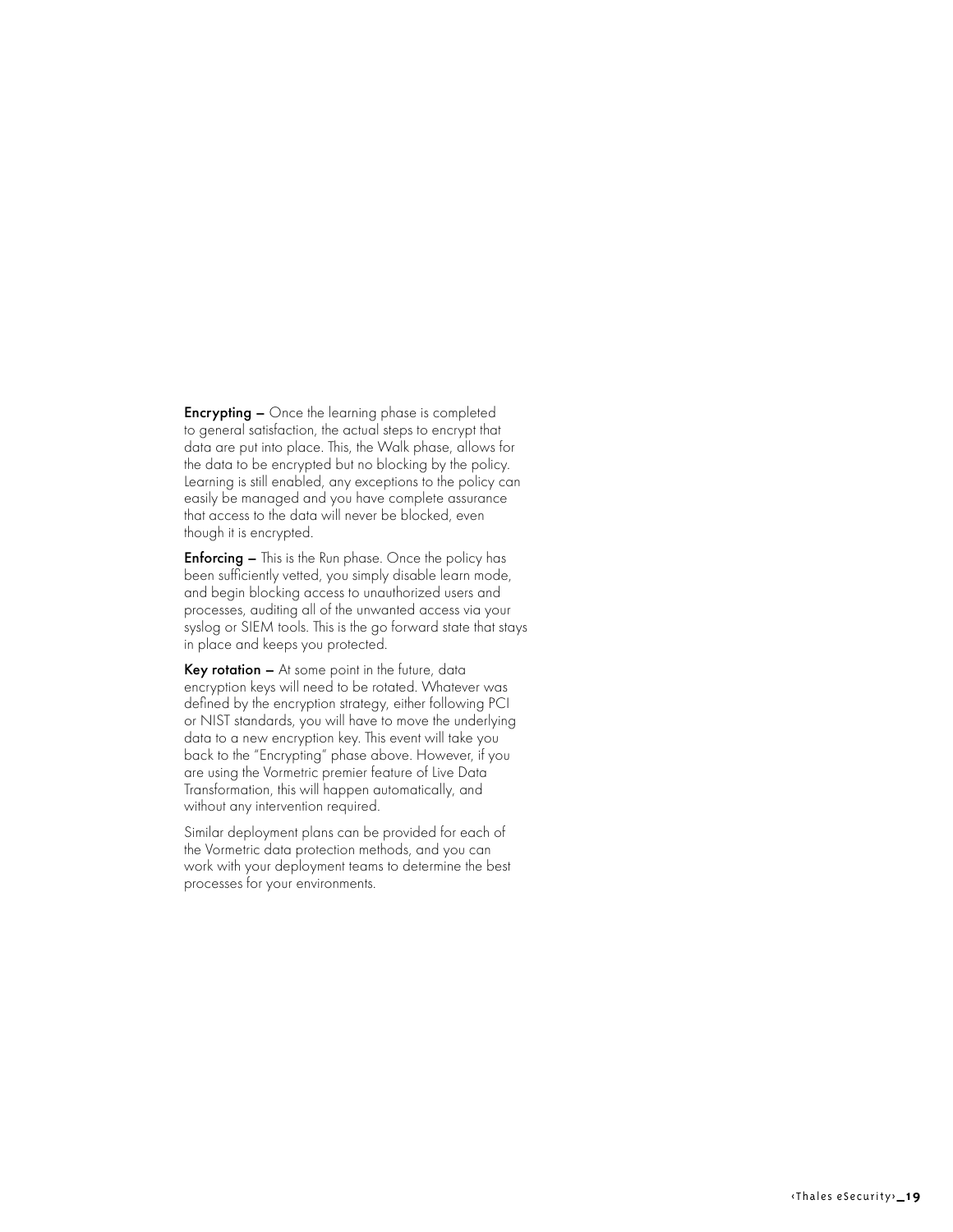**Encrypting –** Once the learning phase is completed to general satisfaction, the actual steps to encrypt that data are put into place. This, the Walk phase, allows for the data to be encrypted but no blocking by the policy. Learning is still enabled, any exceptions to the policy can easily be managed and you have complete assurance that access to the data will never be blocked, even though it is encrypted.

**Enforcing –** This is the Run phase. Once the policy has been sufficiently vetted, you simply disable learn mode, and begin blocking access to unauthorized users and processes, auditing all of the unwanted access via your syslog or SIEM tools. This is the go forward state that stays in place and keeps you protected.

**Key rotation –** At some point in the future, data encryption keys will need to be rotated. Whatever was defined by the encryption strategy, either following PCI or NIST standards, you will have to move the underlying data to a new encryption key. This event will take you back to the "Encrypting" phase above. However, if you are using the Vormetric premier feature of Live Data Transformation, this will happen automatically, and without any intervention required.

Similar deployment plans can be provided for each of the Vormetric data protection methods, and you can work with your deployment teams to determine the best processes for your environments.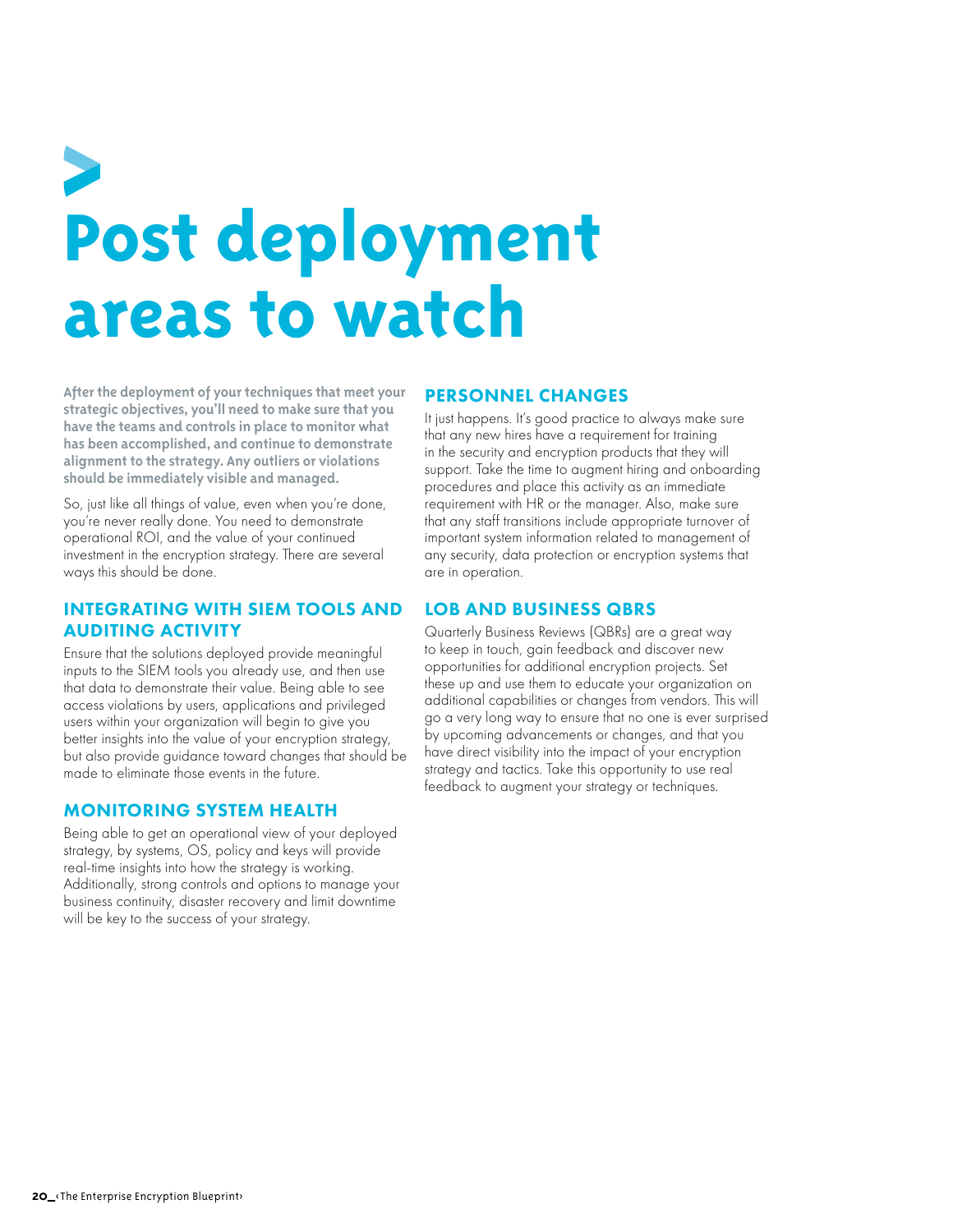# Post deployment areas to watch

**After the deployment of your techniques that meet your strategic objectives, you'll need to make sure that you have the teams and controls in place to monitor what has been accomplished, and continue to demonstrate alignment to the strategy. Any outliers or violations should be immediately visible and managed.**

So, just like all things of value, even when you're done, you're never really done. You need to demonstrate operational ROI, and the value of your continued investment in the encryption strategy. There are several ways this should be done.

## INTEGRATING WITH SIEM TOOLS AND AUDITING ACTIVITY

Ensure that the solutions deployed provide meaningful inputs to the SIEM tools you already use, and then use that data to demonstrate their value. Being able to see access violations by users, applications and privileged users within your organization will begin to give you better insights into the value of your encryption strategy, but also provide guidance toward changes that should be made to eliminate those events in the future.

## MONITORING SYSTEM HEALTH

Being able to get an operational view of your deployed strategy, by systems, OS, policy and keys will provide real-time insights into how the strategy is working. Additionally, strong controls and options to manage your business continuity, disaster recovery and limit downtime will be key to the success of your strategy.

## PERSONNEL CHANGES

It just happens. It's good practice to always make sure that any new hires have a requirement for training in the security and encryption products that they will support. Take the time to augment hiring and onboarding procedures and place this activity as an immediate requirement with HR or the manager. Also, make sure that any staff transitions include appropriate turnover of important system information related to management of any security, data protection or encryption systems that are in operation.

## LOB AND BUSINESS QBRS

Quarterly Business Reviews (QBRs) are a great way to keep in touch, gain feedback and discover new opportunities for additional encryption projects. Set these up and use them to educate your organization on additional capabilities or changes from vendors. This will go a very long way to ensure that no one is ever surprised by upcoming advancements or changes, and that you have direct visibility into the impact of your encryption strategy and tactics. Take this opportunity to use real feedback to augment your strategy or techniques.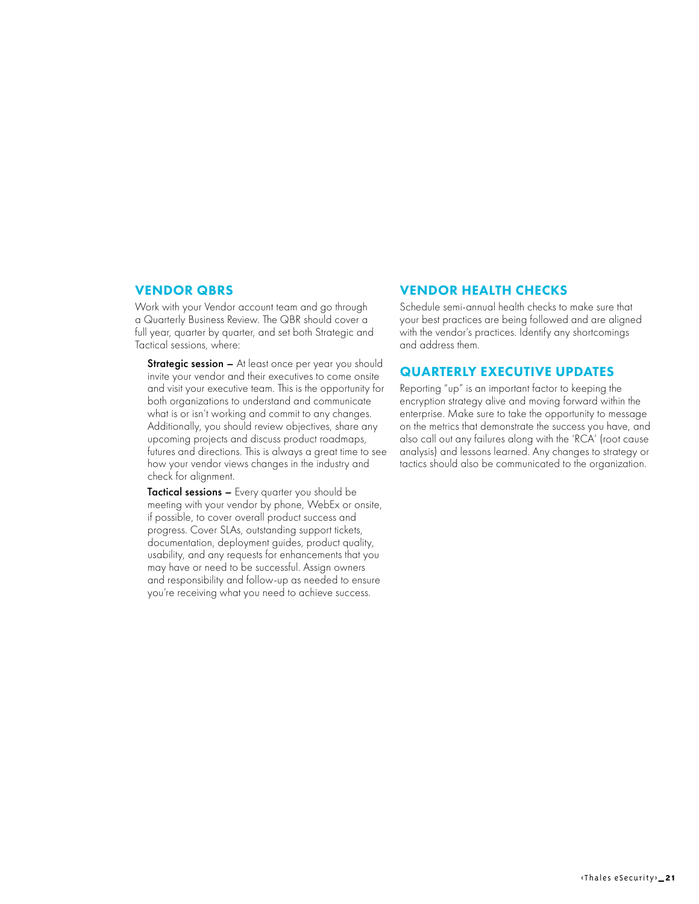## VENDOR QBRS

Work with your Vendor account team and go through a Quarterly Business Review. The QBR should cover a full year, quarter by quarter, and set both Strategic and Tactical sessions, where:

**Strategic session** – At least once per year you should invite your vendor and their executives to come onsite and visit your executive team. This is the opportunity for both organizations to understand and communicate what is or isn't working and commit to any changes. Additionally, you should review objectives, share any upcoming projects and discuss product roadmaps, futures and directions. This is always a great time to see how your vendor views changes in the industry and check for alignment.

**Tactical sessions** – Every quarter you should be meeting with your vendor by phone, WebEx or onsite, if possible, to cover overall product success and progress. Cover SLAs, outstanding support tickets, documentation, deployment guides, product quality, usability, and any requests for enhancements that you may have or need to be successful. Assign owners and responsibility and follow-up as needed to ensure you're receiving what you need to achieve success.

## VENDOR HEALTH CHECKS

Schedule semi-annual health checks to make sure that your best practices are being followed and are aligned with the vendor's practices. Identify any shortcomings and address them.

## QUARTERLY EXECUTIVE UPDATES

Reporting "up" is an important factor to keeping the encryption strategy alive and moving forward within the enterprise. Make sure to take the opportunity to message on the metrics that demonstrate the success you have, and also call out any failures along with the 'RCA' (root cause analysis) and lessons learned. Any changes to strategy or tactics should also be communicated to the organization.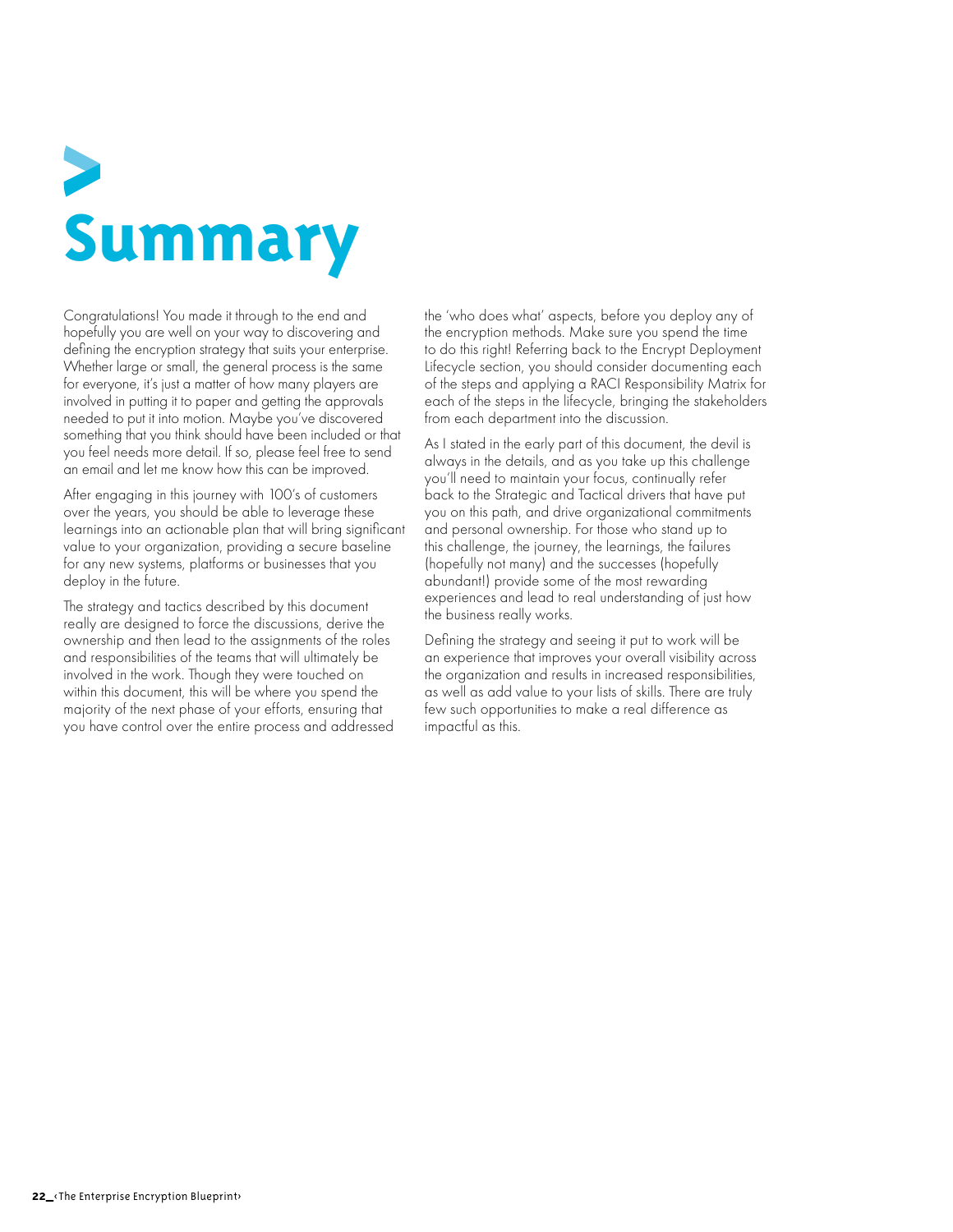# Summary

Congratulations! You made it through to the end and hopefully you are well on your way to discovering and defining the encryption strategy that suits your enterprise. Whether large or small, the general process is the same for everyone, it's just a matter of how many players are involved in putting it to paper and getting the approvals needed to put it into motion. Maybe you've discovered something that you think should have been included or that you feel needs more detail. If so, please feel free to send an email and let me know how this can be improved.

After engaging in this journey with 100's of customers over the years, you should be able to leverage these learnings into an actionable plan that will bring significant value to your organization, providing a secure baseline for any new systems, platforms or businesses that you deploy in the future.

The strategy and tactics described by this document really are designed to force the discussions, derive the ownership and then lead to the assignments of the roles and responsibilities of the teams that will ultimately be involved in the work. Though they were touched on within this document, this will be where you spend the majority of the next phase of your efforts, ensuring that you have control over the entire process and addressed the 'who does what' aspects, before you deploy any of the encryption methods. Make sure you spend the time to do this right! Referring back to the Encrypt Deployment Lifecycle section, you should consider documenting each of the steps and applying a RACI Responsibility Matrix for each of the steps in the lifecycle, bringing the stakeholders from each department into the discussion.

As I stated in the early part of this document, the devil is always in the details, and as you take up this challenge you'll need to maintain your focus, continually refer back to the Strategic and Tactical drivers that have put you on this path, and drive organizational commitments and personal ownership. For those who stand up to this challenge, the journey, the learnings, the failures (hopefully not many) and the successes (hopefully abundant!) provide some of the most rewarding experiences and lead to real understanding of just how the business really works.

Defining the strategy and seeing it put to work will be an experience that improves your overall visibility across the organization and results in increased responsibilities, as well as add value to your lists of skills. There are truly few such opportunities to make a real difference as impactful as this.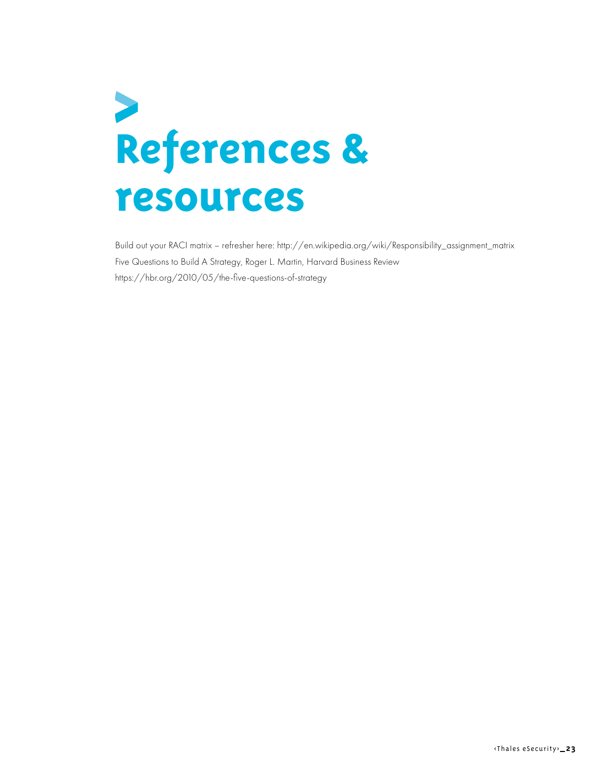# References & resources

Build out your RACI matrix – refresher here: http://en.wikipedia.org/wiki/Responsibility_assignment_matrix

Five Questions to Build A Strategy, Roger L. Martin, Harvard Business Review
https://hbr.org/2010/05/the-five-questions-of-strategy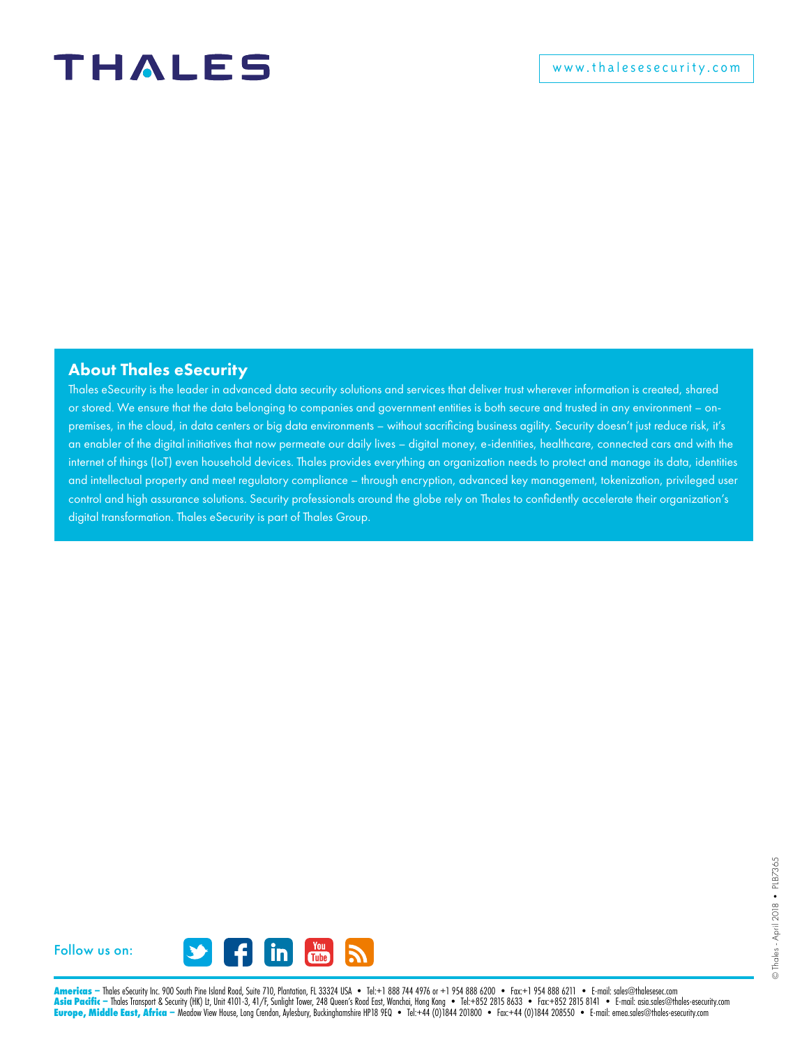# THALES

www.thalesesecurity.com

## About Thales eSecurity

Thales eSecurity is the leader in advanced data security solutions and services that deliver trust wherever information is created, shared or stored. We ensure that the data belonging to companies and government entities is both secure and trusted in any environment – on-premises, in the cloud, in data centers or big data environments – without sacrificing business agility. Security doesn't just reduce risk, it's an enabler of the digital initiatives that now permeate our daily lives – digital money, e-identities, healthcare, connected cars and with the internet of things (IoT) even household devices. Thales provides everything an organization needs to protect and manage its data, identities and intellectual property and meet regulatory compliance – through encryption, advanced key management, tokenization, privileged user control and high assurance solutions. Security professionals around the globe rely on Thales to confidently accelerate their organization's digital transformation. Thales eSecurity is part of Thales Group.

Follow us on:

**Americas –** Thales eSecurity Inc. 900 South Pine Island Road, Suite 710, Plantation, FL 33324 USA • Tel:+1 888 744 4976 or +1 954 888 6200 • Fax:+1 954 888 6211 • E-mail: sales@thalesesec.com
**Asia Pacific –** Thales Transport & Security (HK) Lt, Unit 4101-3, 41/F, Sunlight Tower, 248 Queen's Road East, Wanchai, Hong Kong • Tel:+852 2815 8633 • Fax:+852 2815 8141 • E-mail: asia.sales@thales-esecurity.com
**Europe, Middle East, Africa –** Meadow View House, Long Crendon, Aylesbury, Buckinghamshire HP18 9EQ • Tel:+44 (0)1844 201800 • Fax:+44 (0)1844 208550 • E-mail: emea.sales@thales-esecurity.com

© Thales - April 2018 • PLB7365